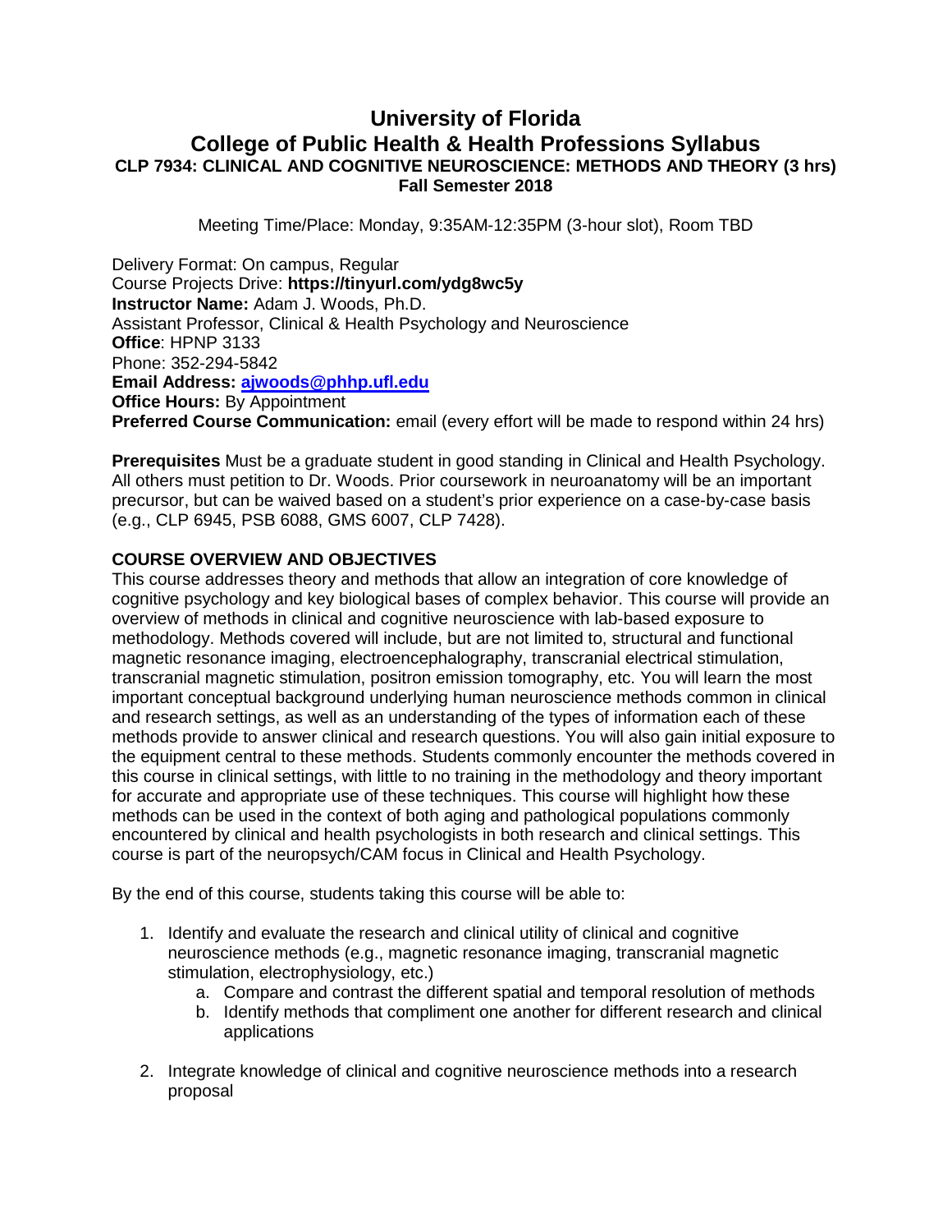# University of Florida
# College of Public Health & Health Professions Syllabus
### CLP 7934: CLINICAL AND COGNITIVE NEUROSCIENCE: METHODS AND THEORY (3 hrs)
### Fall Semester 2018

Meeting Time/Place: Monday, 9:35AM-12:35PM (3-hour slot), Room TBD

Delivery Format: On campus, Regular
Course Projects Drive: **https://tinyurl.com/ydg8wc5y**
**Instructor Name:** Adam J. Woods, Ph.D.
Assistant Professor, Clinical & Health Psychology and Neuroscience
**Office**: HPNP 3133
Phone: 352-294-5842
**Email Address:** **ajwoods@phhp.ufl.edu**
**Office Hours:** By Appointment
**Preferred Course Communication:** email (every effort will be made to respond within 24 hrs)

**Prerequisites** Must be a graduate student in good standing in Clinical and Health Psychology. All others must petition to Dr. Woods. Prior coursework in neuroanatomy will be an important precursor, but can be waived based on a student's prior experience on a case-by-case basis (e.g., CLP 6945, PSB 6088, GMS 6007, CLP 7428).

**COURSE OVERVIEW AND OBJECTIVES**

This course addresses theory and methods that allow an integration of core knowledge of cognitive psychology and key biological bases of complex behavior. This course will provide an overview of methods in clinical and cognitive neuroscience with lab-based exposure to methodology. Methods covered will include, but are not limited to, structural and functional magnetic resonance imaging, electroencephalography, transcranial electrical stimulation, transcranial magnetic stimulation, positron emission tomography, etc. You will learn the most important conceptual background underlying human neuroscience methods common in clinical and research settings, as well as an understanding of the types of information each of these methods provide to answer clinical and research questions. You will also gain initial exposure to the equipment central to these methods. Students commonly encounter the methods covered in this course in clinical settings, with little to no training in the methodology and theory important for accurate and appropriate use of these techniques. This course will highlight how these methods can be used in the context of both aging and pathological populations commonly encountered by clinical and health psychologists in both research and clinical settings. This course is part of the neuropsych/CAM focus in Clinical and Health Psychology.

By the end of this course, students taking this course will be able to:

1. Identify and evaluate the research and clinical utility of clinical and cognitive neuroscience methods (e.g., magnetic resonance imaging, transcranial magnetic stimulation, electrophysiology, etc.)
    a. Compare and contrast the different spatial and temporal resolution of methods
    b. Identify methods that compliment one another for different research and clinical applications
2. Integrate knowledge of clinical and cognitive neuroscience methods into a research proposal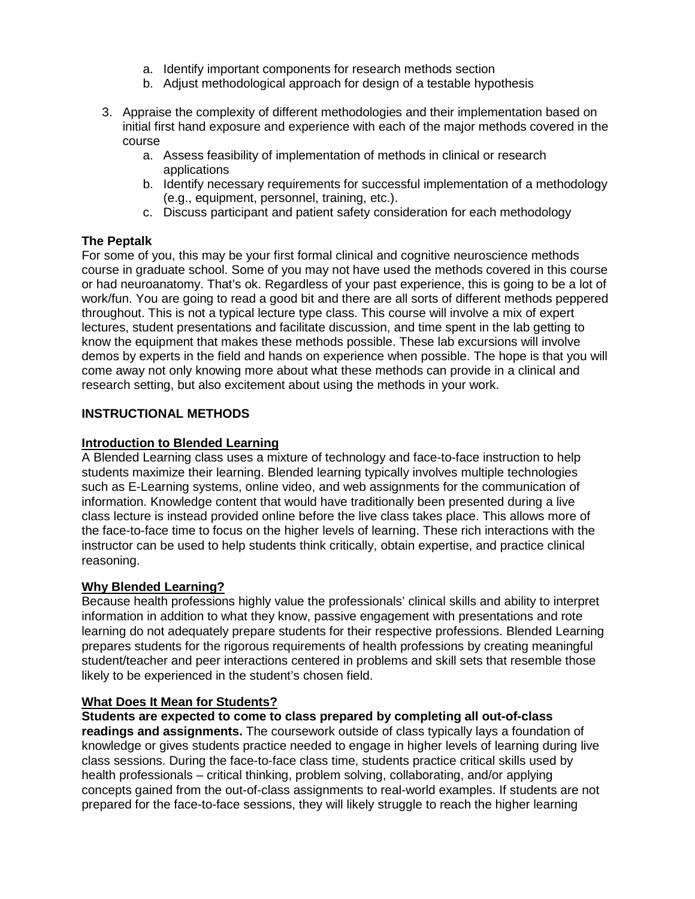a. Identify important components for research methods section
   b. Adjust methodological approach for design of a testable hypothesis

3. Appraise the complexity of different methodologies and their implementation based on initial first hand exposure and experience with each of the major methods covered in the course
   a. Assess feasibility of implementation of methods in clinical or research applications
   b. Identify necessary requirements for successful implementation of a methodology (e.g., equipment, personnel, training, etc.).
   c. Discuss participant and patient safety consideration for each methodology

**The Peptalk**

For some of you, this may be your first formal clinical and cognitive neuroscience methods course in graduate school. Some of you may not have used the methods covered in this course or had neuroanatomy. That's ok. Regardless of your past experience, this is going to be a lot of work/fun. You are going to read a good bit and there are all sorts of different methods peppered throughout. This is not a typical lecture type class. This course will involve a mix of expert lectures, student presentations and facilitate discussion, and time spent in the lab getting to know the equipment that makes these methods possible. These lab excursions will involve demos by experts in the field and hands on experience when possible. The hope is that you will come away not only knowing more about what these methods can provide in a clinical and research setting, but also excitement about using the methods in your work.

## INSTRUCTIONAL METHODS

### Introduction to Blended Learning

A Blended Learning class uses a mixture of technology and face-to-face instruction to help students maximize their learning. Blended learning typically involves multiple technologies such as E-Learning systems, online video, and web assignments for the communication of information. Knowledge content that would have traditionally been presented during a live class lecture is instead provided online before the live class takes place. This allows more of the face-to-face time to focus on the higher levels of learning. These rich interactions with the instructor can be used to help students think critically, obtain expertise, and practice clinical reasoning.

### Why Blended Learning?

Because health professions highly value the professionals' clinical skills and ability to interpret information in addition to what they know, passive engagement with presentations and rote learning do not adequately prepare students for their respective professions. Blended Learning prepares students for the rigorous requirements of health professions by creating meaningful student/teacher and peer interactions centered in problems and skill sets that resemble those likely to be experienced in the student's chosen field.

### What Does It Mean for Students?

**Students are expected to come to class prepared by completing all out-of-class readings and assignments.** The coursework outside of class typically lays a foundation of knowledge or gives students practice needed to engage in higher levels of learning during live class sessions. During the face-to-face class time, students practice critical skills used by health professionals – critical thinking, problem solving, collaborating, and/or applying concepts gained from the out-of-class assignments to real-world examples. If students are not prepared for the face-to-face sessions, they will likely struggle to reach the higher learning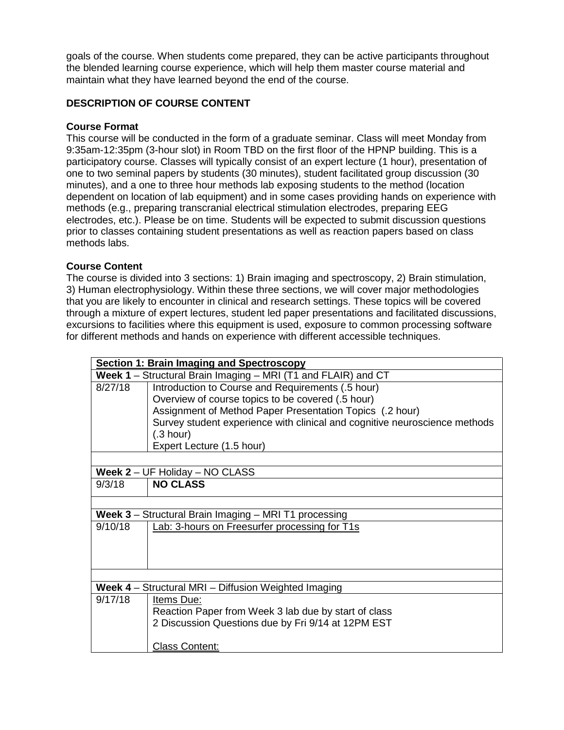goals of the course. When students come prepared, they can be active participants throughout the blended learning course experience, which will help them master course material and maintain what they have learned beyond the end of the course.

## DESCRIPTION OF COURSE CONTENT

### Course Format

This course will be conducted in the form of a graduate seminar. Class will meet Monday from 9:35am-12:35pm (3-hour slot) in Room TBD on the first floor of the HPNP building. This is a participatory course. Classes will typically consist of an expert lecture (1 hour), presentation of one to two seminal papers by students (30 minutes), student facilitated group discussion (30 minutes), and a one to three hour methods lab exposing students to the method (location dependent on location of lab equipment) and in some cases providing hands on experience with methods (e.g., preparing transcranial electrical stimulation electrodes, preparing EEG electrodes, etc.). Please be on time. Students will be expected to submit discussion questions prior to classes containing student presentations as well as reaction papers based on class methods labs.

### Course Content

The course is divided into 3 sections: 1) Brain imaging and spectroscopy, 2) Brain stimulation, 3) Human electrophysiology. Within these three sections, we will cover major methodologies that you are likely to encounter in clinical and research settings. These topics will be covered through a mixture of expert lectures, student led paper presentations and facilitated discussions, excursions to facilities where this equipment is used, exposure to common processing software for different methods and hands on experience with different accessible techniques.

| **Section 1: Brain Imaging and Spectroscopy** | |
|---|---|
| **Week 1** – Structural Brain Imaging – MRI (T1 and FLAIR) and CT | |
| 8/27/18 | Introduction to Course and Requirements (.5 hour)<br>Overview of course topics to be covered (.5 hour)<br>Assignment of Method Paper Presentation Topics (.2 hour)<br>Survey student experience with clinical and cognitive neuroscience methods (.3 hour)<br>Expert Lecture (1.5 hour) |
| | |
| **Week 2** – UF Holiday – NO CLASS | |
| 9/3/18 | **NO CLASS** |
| | |
| **Week 3** – Structural Brain Imaging – MRI T1 processing | |
| 9/10/18 | Lab: 3-hours on Freesurfer processing for T1s |
| | |
| **Week 4** – Structural MRI – Diffusion Weighted Imaging | |
| 9/17/18 | Items Due:<br>Reaction Paper from Week 3 lab due by start of class<br>2 Discussion Questions due by Fri 9/14 at 12PM EST<br><br>Class Content: |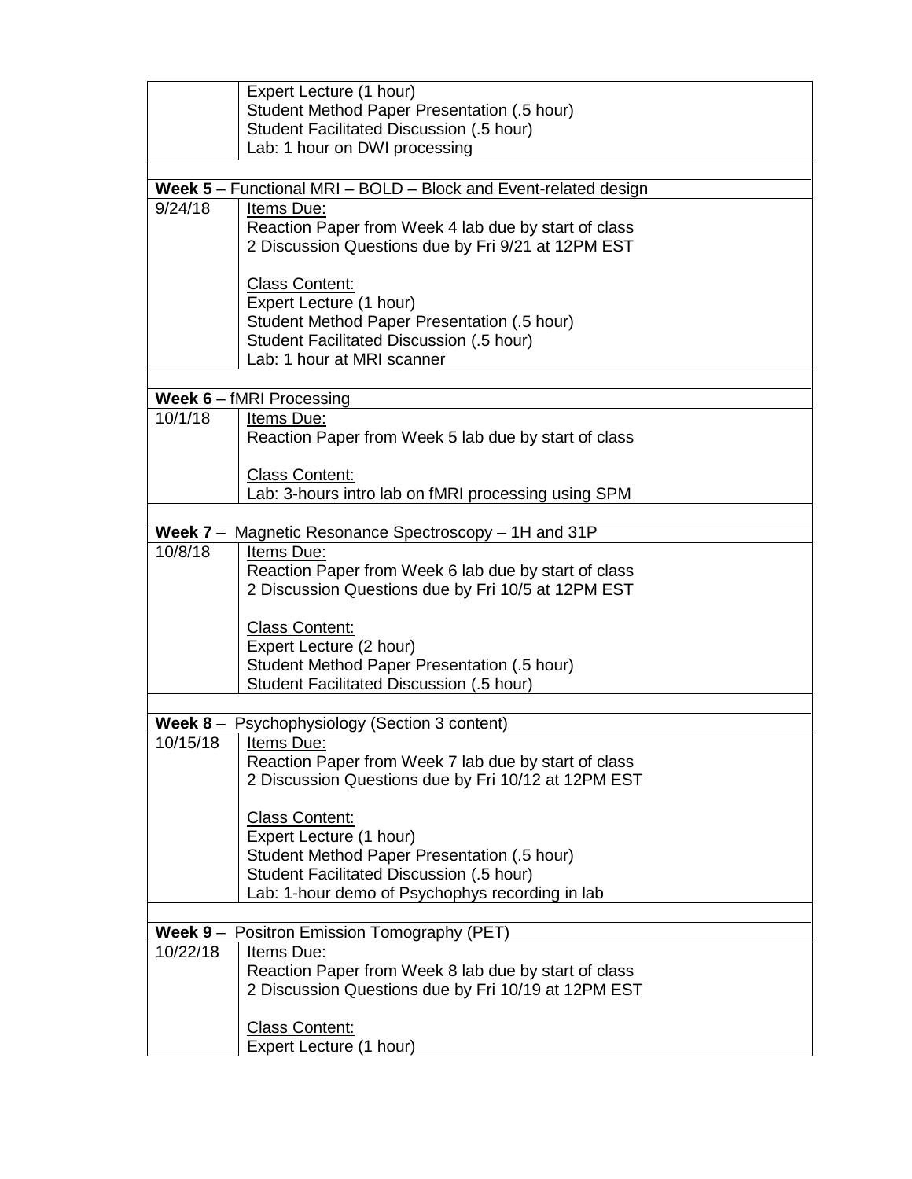| | |
|---|---|
| | Expert Lecture (1 hour)<br>Student Method Paper Presentation (.5 hour)<br>Student Facilitated Discussion (.5 hour)<br>Lab: 1 hour on DWI processing |
| | |
| **Week 5** – Functional MRI – BOLD – Block and Event-related design | |
| 9/24/18 | Items Due:<br>Reaction Paper from Week 4 lab due by start of class<br>2 Discussion Questions due by Fri 9/21 at 12PM EST<br><br>Class Content:<br>Expert Lecture (1 hour)<br>Student Method Paper Presentation (.5 hour)<br>Student Facilitated Discussion (.5 hour)<br>Lab: 1 hour at MRI scanner |
| | |
| **Week 6** – fMRI Processing | |
| 10/1/18 | Items Due:<br>Reaction Paper from Week 5 lab due by start of class<br><br>Class Content:<br>Lab: 3-hours intro lab on fMRI processing using SPM |
| | |
| **Week 7** – Magnetic Resonance Spectroscopy – 1H and 31P | |
| 10/8/18 | Items Due:<br>Reaction Paper from Week 6 lab due by start of class<br>2 Discussion Questions due by Fri 10/5 at 12PM EST<br><br>Class Content:<br>Expert Lecture (2 hour)<br>Student Method Paper Presentation (.5 hour)<br>Student Facilitated Discussion (.5 hour) |
| | |
| **Week 8** – Psychophysiology (Section 3 content) | |
| 10/15/18 | Items Due:<br>Reaction Paper from Week 7 lab due by start of class<br>2 Discussion Questions due by Fri 10/12 at 12PM EST<br><br>Class Content:<br>Expert Lecture (1 hour)<br>Student Method Paper Presentation (.5 hour)<br>Student Facilitated Discussion (.5 hour)<br>Lab: 1-hour demo of Psychophys recording in lab |
| | |
| **Week 9** – Positron Emission Tomography (PET) | |
| 10/22/18 | Items Due:<br>Reaction Paper from Week 8 lab due by start of class<br>2 Discussion Questions due by Fri 10/19 at 12PM EST<br><br>Class Content:<br>Expert Lecture (1 hour) |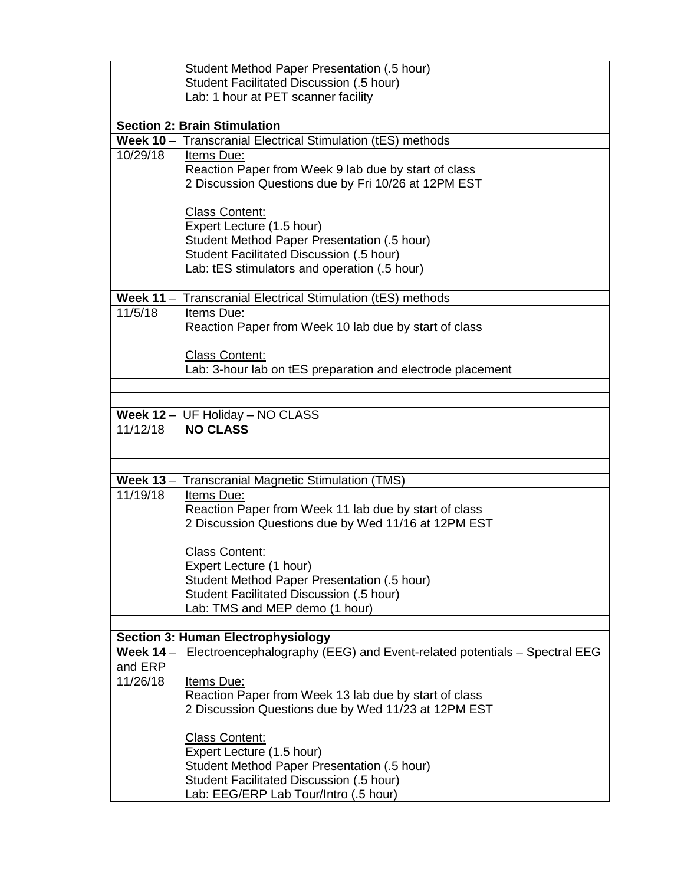| | |
|---|---|
| | Student Method Paper Presentation (.5 hour)<br>Student Facilitated Discussion (.5 hour)<br>Lab: 1 hour at PET scanner facility |
| | |
| **Section 2: Brain Stimulation** | |
| **Week 10** – Transcranial Electrical Stimulation (tES) methods | |
| 10/29/18 | Items Due:<br>Reaction Paper from Week 9 lab due by start of class<br>2 Discussion Questions due by Fri 10/26 at 12PM EST<br><br>Class Content:<br>Expert Lecture (1.5 hour)<br>Student Method Paper Presentation (.5 hour)<br>Student Facilitated Discussion (.5 hour)<br>Lab: tES stimulators and operation (.5 hour) |
| | |
| **Week 11** – Transcranial Electrical Stimulation (tES) methods | |
| 11/5/18 | Items Due:<br>Reaction Paper from Week 10 lab due by start of class<br><br>Class Content:<br>Lab: 3-hour lab on tES preparation and electrode placement |
| | |
| | |
| **Week 12** – UF Holiday – NO CLASS | |
| 11/12/18 | **NO CLASS** |
| | |
| **Week 13** – Transcranial Magnetic Stimulation (TMS) | |
| 11/19/18 | Items Due:<br>Reaction Paper from Week 11 lab due by start of class<br>2 Discussion Questions due by Wed 11/16 at 12PM EST<br><br>Class Content:<br>Expert Lecture (1 hour)<br>Student Method Paper Presentation (.5 hour)<br>Student Facilitated Discussion (.5 hour)<br>Lab: TMS and MEP demo (1 hour) |
| | |
| **Section 3: Human Electrophysiology** | |
| **Week 14** – Electroencephalography (EEG) and Event-related potentials – Spectral EEG and ERP | |
| 11/26/18 | Items Due:<br>Reaction Paper from Week 13 lab due by start of class<br>2 Discussion Questions due by Wed 11/23 at 12PM EST<br><br>Class Content:<br>Expert Lecture (1.5 hour)<br>Student Method Paper Presentation (.5 hour)<br>Student Facilitated Discussion (.5 hour)<br>Lab: EEG/ERP Lab Tour/Intro (.5 hour) |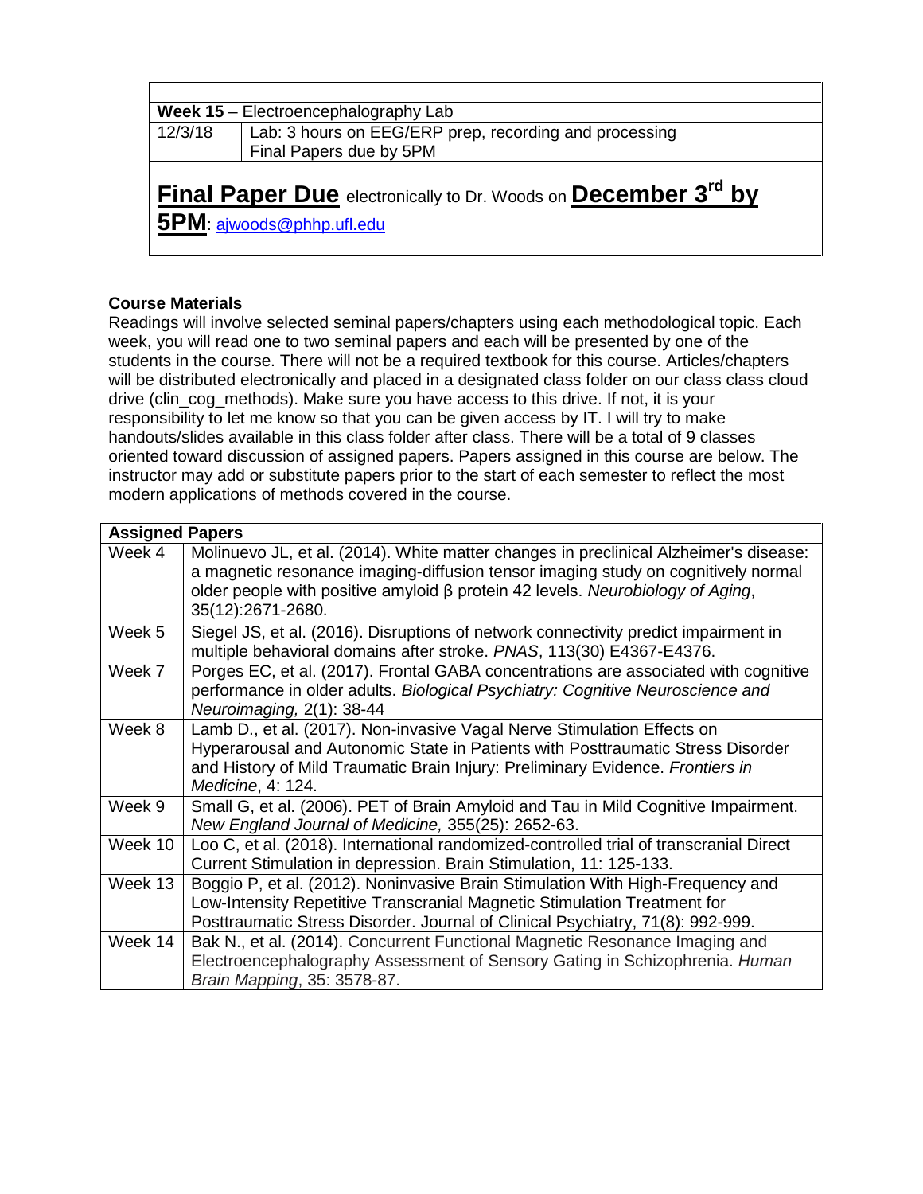| | |
|---|---|
| **Week 15** – Electroencephalography Lab | |
| 12/3/18 | Lab: 3 hours on EEG/ERP prep, recording and processing<br>Final Papers due by 5PM |

**Final Paper Due** electronically to Dr. Woods on **December 3rd by 5PM**: ajwoods@phhp.ufl.edu

**Course Materials**

Readings will involve selected seminal papers/chapters using each methodological topic. Each week, you will read one to two seminal papers and each will be presented by one of the students in the course. There will not be a required textbook for this course. Articles/chapters will be distributed electronically and placed in a designated class folder on our class class cloud drive (clin_cog_methods). Make sure you have access to this drive. If not, it is your responsibility to let me know so that you can be given access by IT. I will try to make handouts/slides available in this class folder after class. There will be a total of 9 classes oriented toward discussion of assigned papers. Papers assigned in this course are below. The instructor may add or substitute papers prior to the start of each semester to reflect the most modern applications of methods covered in the course.

| **Assigned Papers** | |
|---|---|
| Week 4 | Molinuevo JL, et al. (2014). White matter changes in preclinical Alzheimer's disease: a magnetic resonance imaging-diffusion tensor imaging study on cognitively normal older people with positive amyloid β protein 42 levels. *Neurobiology of Aging*, 35(12):2671-2680. |
| Week 5 | Siegel JS, et al. (2016). Disruptions of network connectivity predict impairment in multiple behavioral domains after stroke. *PNAS*, 113(30) E4367-E4376. |
| Week 7 | Porges EC, et al. (2017). Frontal GABA concentrations are associated with cognitive performance in older adults. *Biological Psychiatry: Cognitive Neuroscience and Neuroimaging,* 2(1): 38-44 |
| Week 8 | Lamb D., et al. (2017). Non-invasive Vagal Nerve Stimulation Effects on Hyperarousal and Autonomic State in Patients with Posttraumatic Stress Disorder and History of Mild Traumatic Brain Injury: Preliminary Evidence. *Frontiers in Medicine*, 4: 124. |
| Week 9 | Small G, et al. (2006). PET of Brain Amyloid and Tau in Mild Cognitive Impairment. *New England Journal of Medicine,* 355(25): 2652-63. |
| Week 10 | Loo C, et al. (2018). International randomized-controlled trial of transcranial Direct Current Stimulation in depression. Brain Stimulation, 11: 125-133. |
| Week 13 | Boggio P, et al. (2012). Noninvasive Brain Stimulation With High-Frequency and Low-Intensity Repetitive Transcranial Magnetic Stimulation Treatment for Posttraumatic Stress Disorder. Journal of Clinical Psychiatry, 71(8): 992-999. |
| Week 14 | Bak N., et al. (2014). Concurrent Functional Magnetic Resonance Imaging and Electroencephalography Assessment of Sensory Gating in Schizophrenia. *Human Brain Mapping*, 35: 3578-87. |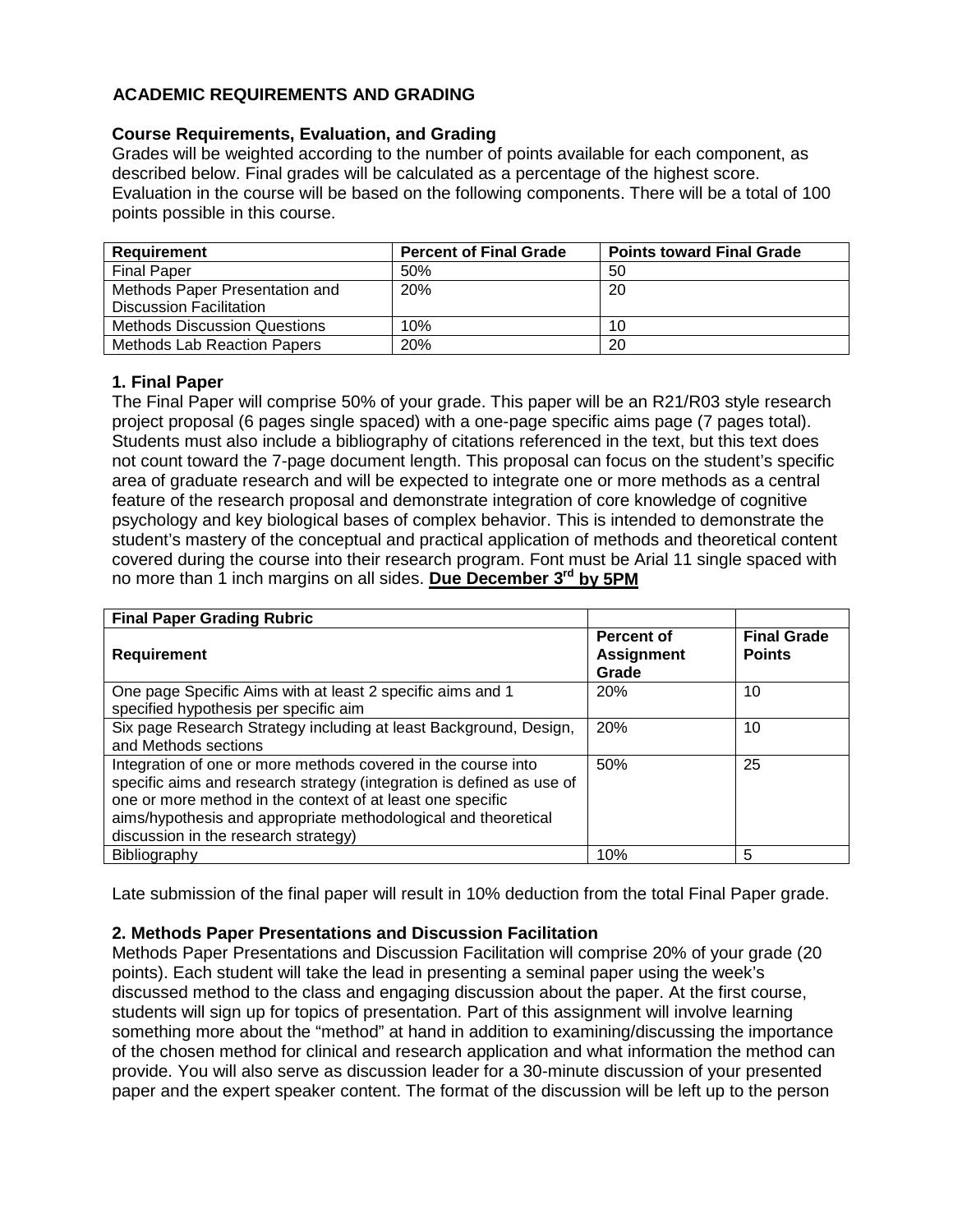## ACADEMIC REQUIREMENTS AND GRADING

### Course Requirements, Evaluation, and Grading

Grades will be weighted according to the number of points available for each component, as described below. Final grades will be calculated as a percentage of the highest score. Evaluation in the course will be based on the following components. There will be a total of 100 points possible in this course.

| Requirement | Percent of Final Grade | Points toward Final Grade |
|---|---|---|
| Final Paper | 50% | 50 |
| Methods Paper Presentation and Discussion Facilitation | 20% | 20 |
| Methods Discussion Questions | 10% | 10 |
| Methods Lab Reaction Papers | 20% | 20 |

### 1. Final Paper

The Final Paper will comprise 50% of your grade. This paper will be an R21/R03 style research project proposal (6 pages single spaced) with a one-page specific aims page (7 pages total). Students must also include a bibliography of citations referenced in the text, but this text does not count toward the 7-page document length. This proposal can focus on the student's specific area of graduate research and will be expected to integrate one or more methods as a central feature of the research proposal and demonstrate integration of core knowledge of cognitive psychology and key biological bases of complex behavior. This is intended to demonstrate the student's mastery of the conceptual and practical application of methods and theoretical content covered during the course into their research program. Font must be Arial 11 single spaced with no more than 1 inch margins on all sides. **Due December 3rd by 5PM**

| Final Paper Grading Rubric | | |
|---|---|---|
| **Requirement** | **Percent of Assignment Grade** | **Final Grade Points** |
| One page Specific Aims with at least 2 specific aims and 1 specified hypothesis per specific aim | 20% | 10 |
| Six page Research Strategy including at least Background, Design, and Methods sections | 20% | 10 |
| Integration of one or more methods covered in the course into specific aims and research strategy (integration is defined as use of one or more method in the context of at least one specific aims/hypothesis and appropriate methodological and theoretical discussion in the research strategy) | 50% | 25 |
| Bibliography | 10% | 5 |

Late submission of the final paper will result in 10% deduction from the total Final Paper grade.

### 2. Methods Paper Presentations and Discussion Facilitation

Methods Paper Presentations and Discussion Facilitation will comprise 20% of your grade (20 points). Each student will take the lead in presenting a seminal paper using the week's discussed method to the class and engaging discussion about the paper. At the first course, students will sign up for topics of presentation. Part of this assignment will involve learning something more about the "method" at hand in addition to examining/discussing the importance of the chosen method for clinical and research application and what information the method can provide. You will also serve as discussion leader for a 30-minute discussion of your presented paper and the expert speaker content. The format of the discussion will be left up to the person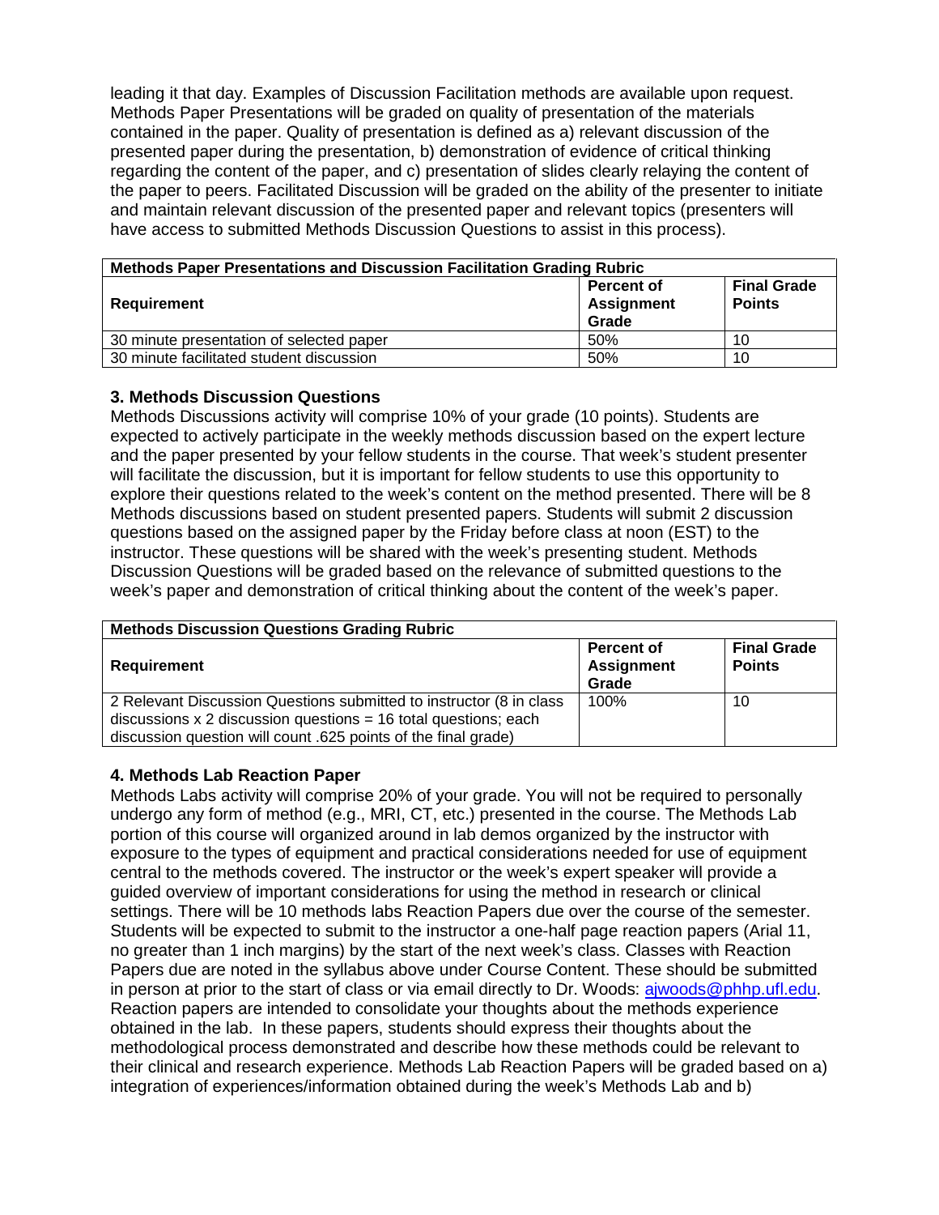leading it that day. Examples of Discussion Facilitation methods are available upon request. Methods Paper Presentations will be graded on quality of presentation of the materials contained in the paper. Quality of presentation is defined as a) relevant discussion of the presented paper during the presentation, b) demonstration of evidence of critical thinking regarding the content of the paper, and c) presentation of slides clearly relaying the content of the paper to peers. Facilitated Discussion will be graded on the ability of the presenter to initiate and maintain relevant discussion of the presented paper and relevant topics (presenters will have access to submitted Methods Discussion Questions to assist in this process).

| **Methods Paper Presentations and Discussion Facilitation Grading Rubric** | | |
|---|---|---|
| **Requirement** | **Percent of Assignment Grade** | **Final Grade Points** |
| 30 minute presentation of selected paper | 50% | 10 |
| 30 minute facilitated student discussion | 50% | 10 |

### 3. Methods Discussion Questions

Methods Discussions activity will comprise 10% of your grade (10 points). Students are expected to actively participate in the weekly methods discussion based on the expert lecture and the paper presented by your fellow students in the course. That week's student presenter will facilitate the discussion, but it is important for fellow students to use this opportunity to explore their questions related to the week's content on the method presented. There will be 8 Methods discussions based on student presented papers. Students will submit 2 discussion questions based on the assigned paper by the Friday before class at noon (EST) to the instructor. These questions will be shared with the week's presenting student. Methods Discussion Questions will be graded based on the relevance of submitted questions to the week's paper and demonstration of critical thinking about the content of the week's paper.

| **Methods Discussion Questions Grading Rubric** | | |
|---|---|---|
| **Requirement** | **Percent of Assignment Grade** | **Final Grade Points** |
| 2 Relevant Discussion Questions submitted to instructor (8 in class discussions x 2 discussion questions = 16 total questions; each discussion question will count .625 points of the final grade) | 100% | 10 |

### 4. Methods Lab Reaction Paper

Methods Labs activity will comprise 20% of your grade. You will not be required to personally undergo any form of method (e.g., MRI, CT, etc.) presented in the course. The Methods Lab portion of this course will organized around in lab demos organized by the instructor with exposure to the types of equipment and practical considerations needed for use of equipment central to the methods covered. The instructor or the week's expert speaker will provide a guided overview of important considerations for using the method in research or clinical settings. There will be 10 methods labs Reaction Papers due over the course of the semester. Students will be expected to submit to the instructor a one-half page reaction papers (Arial 11, no greater than 1 inch margins) by the start of the next week's class. Classes with Reaction Papers due are noted in the syllabus above under Course Content. These should be submitted in person at prior to the start of class or via email directly to Dr. Woods: ajwoods@phhp.ufl.edu. Reaction papers are intended to consolidate your thoughts about the methods experience obtained in the lab. In these papers, students should express their thoughts about the methodological process demonstrated and describe how these methods could be relevant to their clinical and research experience. Methods Lab Reaction Papers will be graded based on a) integration of experiences/information obtained during the week's Methods Lab and b)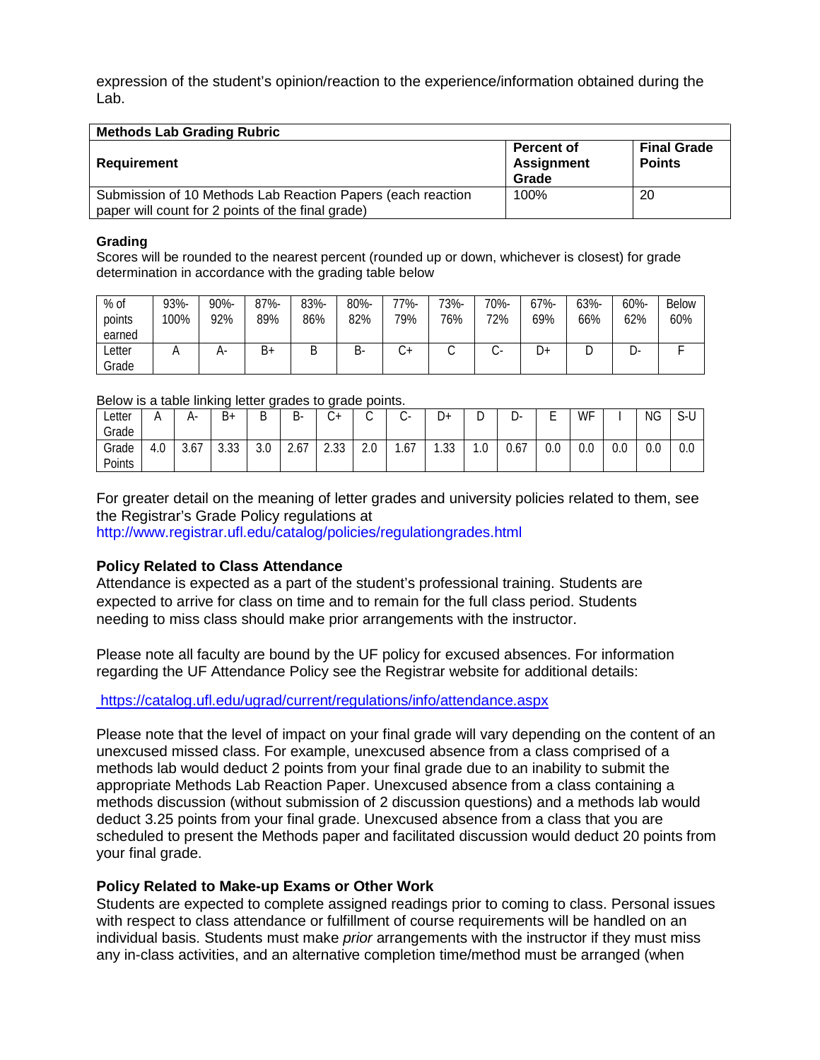expression of the student's opinion/reaction to the experience/information obtained during the Lab.

| Methods Lab Grading Rubric | | |
|---|---|---|
| **Requirement** | **Percent of Assignment Grade** | **Final Grade Points** |
| Submission of 10 Methods Lab Reaction Papers (each reaction paper will count for 2 points of the final grade) | 100% | 20 |

**Grading**
Scores will be rounded to the nearest percent (rounded up or down, whichever is closest) for grade determination in accordance with the grading table below

| % of points earned | 93%-100% | 90%-92% | 87%-89% | 83%-86% | 80%-82% | 77%-79% | 73%-76% | 70%-72% | 67%-69% | 63%-66% | 60%-62% | Below 60% |
|---|---|---|---|---|---|---|---|---|---|---|---|---|
| Letter Grade | A | A- | B+ | B | B- | C+ | C | C- | D+ | D | D- | F |

Below is a table linking letter grades to grade points.

| Letter Grade | A | A- | B+ | B | B- | C+ | C | C- | D+ | D | D- | E | WF | I | NG | S-U |
|---|---|---|---|---|---|---|---|---|---|---|---|---|---|---|---|---|
| Grade Points | 4.0 | 3.67 | 3.33 | 3.0 | 2.67 | 2.33 | 2.0 | 1.67 | 1.33 | 1.0 | 0.67 | 0.0 | 0.0 | 0.0 | 0.0 | 0.0 |

For greater detail on the meaning of letter grades and university policies related to them, see the Registrar's Grade Policy regulations at
http://www.registrar.ufl.edu/catalog/policies/regulationgrades.html

### Policy Related to Class Attendance

Attendance is expected as a part of the student's professional training. Students are expected to arrive for class on time and to remain for the full class period. Students needing to miss class should make prior arrangements with the instructor.

Please note all faculty are bound by the UF policy for excused absences. For information regarding the UF Attendance Policy see the Registrar website for additional details:

https://catalog.ufl.edu/ugrad/current/regulations/info/attendance.aspx

Please note that the level of impact on your final grade will vary depending on the content of an unexcused missed class. For example, unexcused absence from a class comprised of a methods lab would deduct 2 points from your final grade due to an inability to submit the appropriate Methods Lab Reaction Paper. Unexcused absence from a class containing a methods discussion (without submission of 2 discussion questions) and a methods lab would deduct 3.25 points from your final grade. Unexcused absence from a class that you are scheduled to present the Methods paper and facilitated discussion would deduct 20 points from your final grade.

### Policy Related to Make-up Exams or Other Work

Students are expected to complete assigned readings prior to coming to class. Personal issues with respect to class attendance or fulfillment of course requirements will be handled on an individual basis. Students must make *prior* arrangements with the instructor if they must miss any in-class activities, and an alternative completion time/method must be arranged (when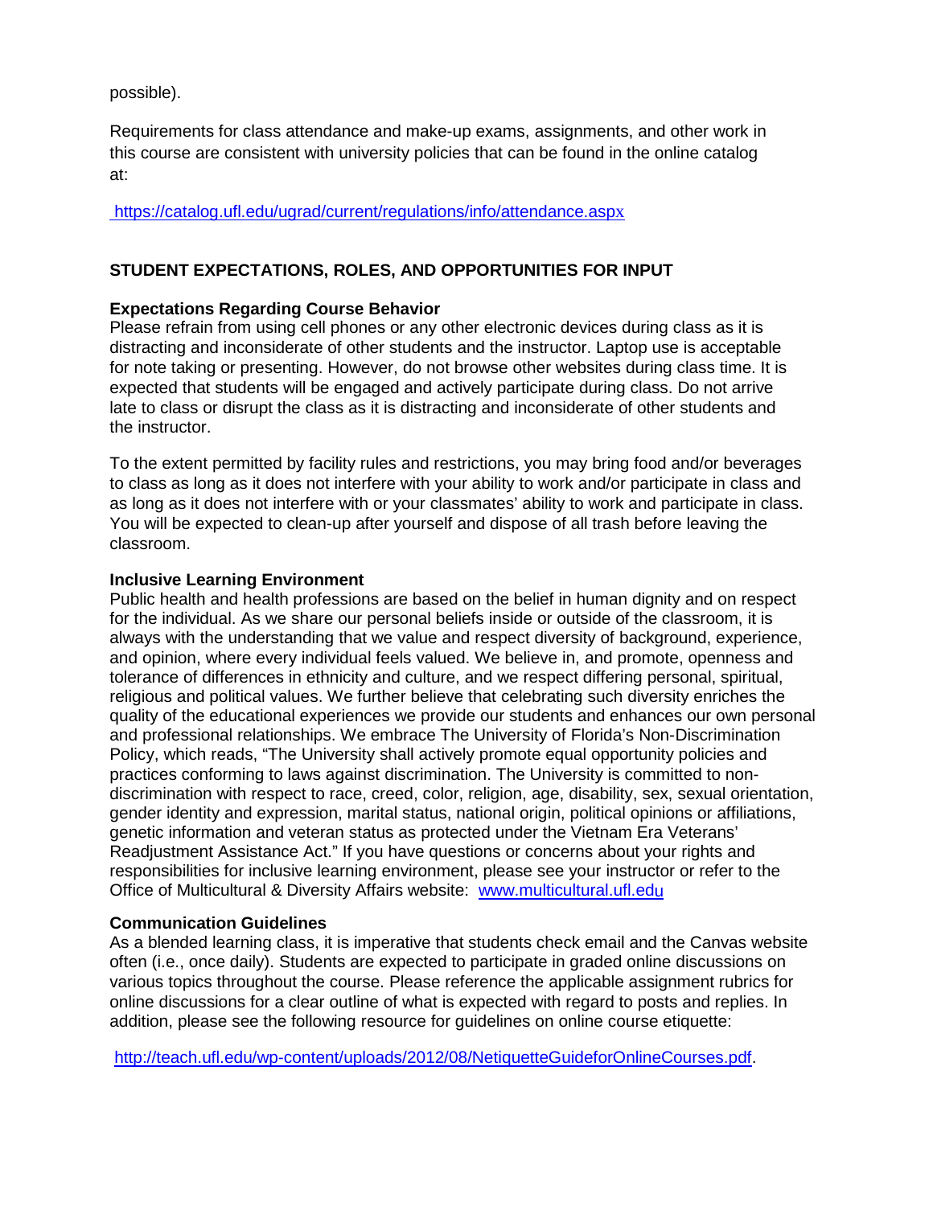possible).

Requirements for class attendance and make-up exams, assignments, and other work in this course are consistent with university policies that can be found in the online catalog at:

https://catalog.ufl.edu/ugrad/current/regulations/info/attendance.aspx

## STUDENT EXPECTATIONS, ROLES, AND OPPORTUNITIES FOR INPUT

### Expectations Regarding Course Behavior

Please refrain from using cell phones or any other electronic devices during class as it is distracting and inconsiderate of other students and the instructor. Laptop use is acceptable for note taking or presenting. However, do not browse other websites during class time. It is expected that students will be engaged and actively participate during class. Do not arrive late to class or disrupt the class as it is distracting and inconsiderate of other students and the instructor.

To the extent permitted by facility rules and restrictions, you may bring food and/or beverages to class as long as it does not interfere with your ability to work and/or participate in class and as long as it does not interfere with or your classmates' ability to work and participate in class. You will be expected to clean-up after yourself and dispose of all trash before leaving the classroom.

### Inclusive Learning Environment

Public health and health professions are based on the belief in human dignity and on respect for the individual. As we share our personal beliefs inside or outside of the classroom, it is always with the understanding that we value and respect diversity of background, experience, and opinion, where every individual feels valued. We believe in, and promote, openness and tolerance of differences in ethnicity and culture, and we respect differing personal, spiritual, religious and political values. We further believe that celebrating such diversity enriches the quality of the educational experiences we provide our students and enhances our own personal and professional relationships. We embrace The University of Florida's Non-Discrimination Policy, which reads, "The University shall actively promote equal opportunity policies and practices conforming to laws against discrimination. The University is committed to non-discrimination with respect to race, creed, color, religion, age, disability, sex, sexual orientation, gender identity and expression, marital status, national origin, political opinions or affiliations, genetic information and veteran status as protected under the Vietnam Era Veterans' Readjustment Assistance Act." If you have questions or concerns about your rights and responsibilities for inclusive learning environment, please see your instructor or refer to the Office of Multicultural & Diversity Affairs website: www.multicultural.ufl.edu

### Communication Guidelines

As a blended learning class, it is imperative that students check email and the Canvas website often (i.e., once daily). Students are expected to participate in graded online discussions on various topics throughout the course. Please reference the applicable assignment rubrics for online discussions for a clear outline of what is expected with regard to posts and replies. In addition, please see the following resource for guidelines on online course etiquette:

http://teach.ufl.edu/wp-content/uploads/2012/08/NetiquetteGuideforOnlineCourses.pdf.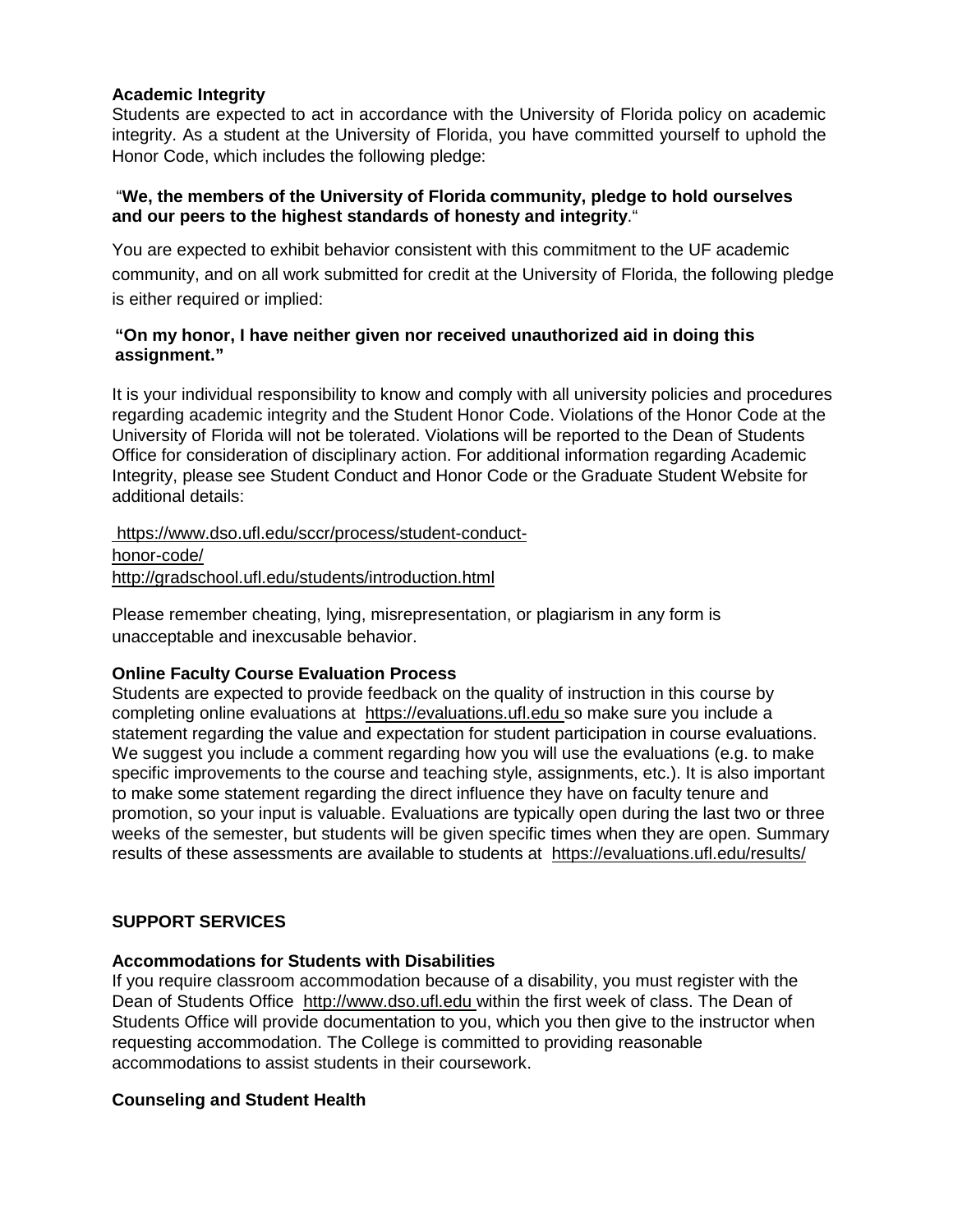**Academic Integrity**

Students are expected to act in accordance with the University of Florida policy on academic integrity. As a student at the University of Florida, you have committed yourself to uphold the Honor Code, which includes the following pledge:

"**We, the members of the University of Florida community, pledge to hold ourselves and our peers to the highest standards of honesty and integrity**."

You are expected to exhibit behavior consistent with this commitment to the UF academic community, and on all work submitted for credit at the University of Florida, the following pledge is either required or implied:

**"On my honor, I have neither given nor received unauthorized aid in doing this assignment."**

It is your individual responsibility to know and comply with all university policies and procedures regarding academic integrity and the Student Honor Code. Violations of the Honor Code at the University of Florida will not be tolerated. Violations will be reported to the Dean of Students Office for consideration of disciplinary action. For additional information regarding Academic Integrity, please see Student Conduct and Honor Code or the Graduate Student Website for additional details:

https://www.dso.ufl.edu/sccr/process/student-conduct-honor-code/
http://gradschool.ufl.edu/students/introduction.html

Please remember cheating, lying, misrepresentation, or plagiarism in any form is unacceptable and inexcusable behavior.

**Online Faculty Course Evaluation Process**

Students are expected to provide feedback on the quality of instruction in this course by completing online evaluations at https://evaluations.ufl.edu so make sure you include a statement regarding the value and expectation for student participation in course evaluations. We suggest you include a comment regarding how you will use the evaluations (e.g. to make specific improvements to the course and teaching style, assignments, etc.). It is also important to make some statement regarding the direct influence they have on faculty tenure and promotion, so your input is valuable. Evaluations are typically open during the last two or three weeks of the semester, but students will be given specific times when they are open. Summary results of these assessments are available to students at https://evaluations.ufl.edu/results/

## SUPPORT SERVICES

**Accommodations for Students with Disabilities**

If you require classroom accommodation because of a disability, you must register with the Dean of Students Office http://www.dso.ufl.edu within the first week of class. The Dean of Students Office will provide documentation to you, which you then give to the instructor when requesting accommodation. The College is committed to providing reasonable accommodations to assist students in their coursework.

**Counseling and Student Health**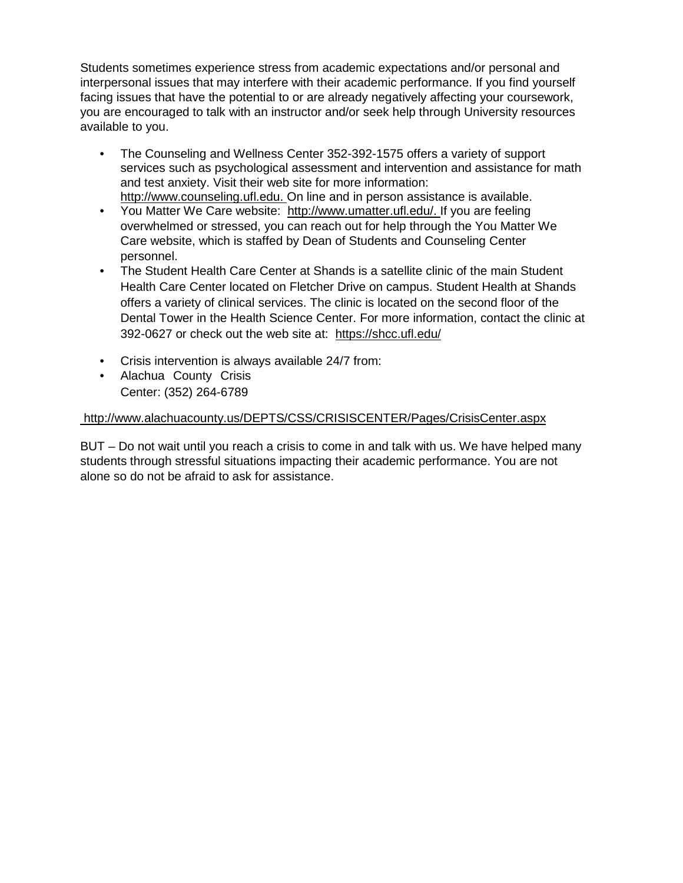Students sometimes experience stress from academic expectations and/or personal and interpersonal issues that may interfere with their academic performance. If you find yourself facing issues that have the potential to or are already negatively affecting your coursework, you are encouraged to talk with an instructor and/or seek help through University resources available to you.

- The Counseling and Wellness Center 352-392-1575 offers a variety of support services such as psychological assessment and intervention and assistance for math and test anxiety. Visit their web site for more information: http://www.counseling.ufl.edu. On line and in person assistance is available.
- You Matter We Care website: http://www.umatter.ufl.edu/. If you are feeling overwhelmed or stressed, you can reach out for help through the You Matter We Care website, which is staffed by Dean of Students and Counseling Center personnel.
- The Student Health Care Center at Shands is a satellite clinic of the main Student Health Care Center located on Fletcher Drive on campus. Student Health at Shands offers a variety of clinical services. The clinic is located on the second floor of the Dental Tower in the Health Science Center. For more information, contact the clinic at 392-0627 or check out the web site at: https://shcc.ufl.edu/
- Crisis intervention is always available 24/7 from:
- Alachua County Crisis Center: (352) 264-6789

http://www.alachuacounty.us/DEPTS/CSS/CRISISCENTER/Pages/CrisisCenter.aspx

BUT – Do not wait until you reach a crisis to come in and talk with us. We have helped many students through stressful situations impacting their academic performance. You are not alone so do not be afraid to ask for assistance.